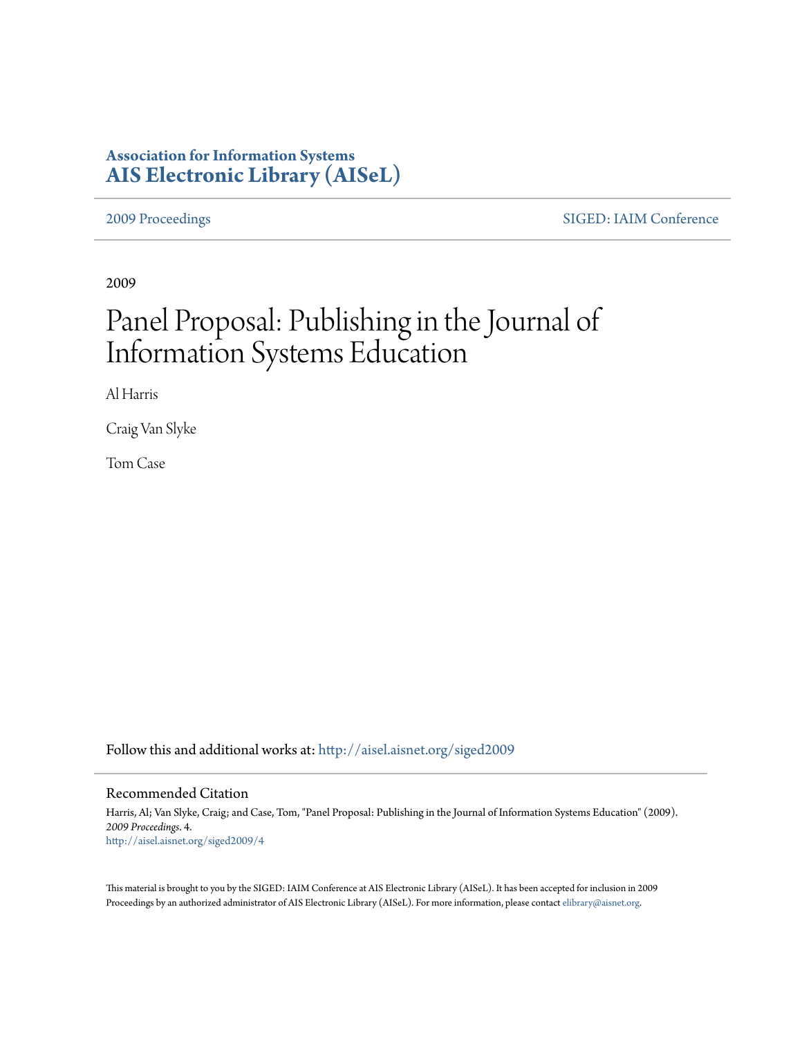**Association for Information Systems**
**AIS Electronic Library (AISeL)**

2009 Proceedings | SIGED: IAIM Conference

2009

# Panel Proposal: Publishing in the Journal of Information Systems Education

Al Harris

Craig Van Slyke

Tom Case

Follow this and additional works at: http://aisel.aisnet.org/siged2009

## Recommended Citation

Harris, Al; Van Slyke, Craig; and Case, Tom, "Panel Proposal: Publishing in the Journal of Information Systems Education" (2009). *2009 Proceedings*. 4.
http://aisel.aisnet.org/siged2009/4

This material is brought to you by the SIGED: IAIM Conference at AIS Electronic Library (AISeL). It has been accepted for inclusion in 2009 Proceedings by an authorized administrator of AIS Electronic Library (AISeL). For more information, please contact elibrary@aisnet.org.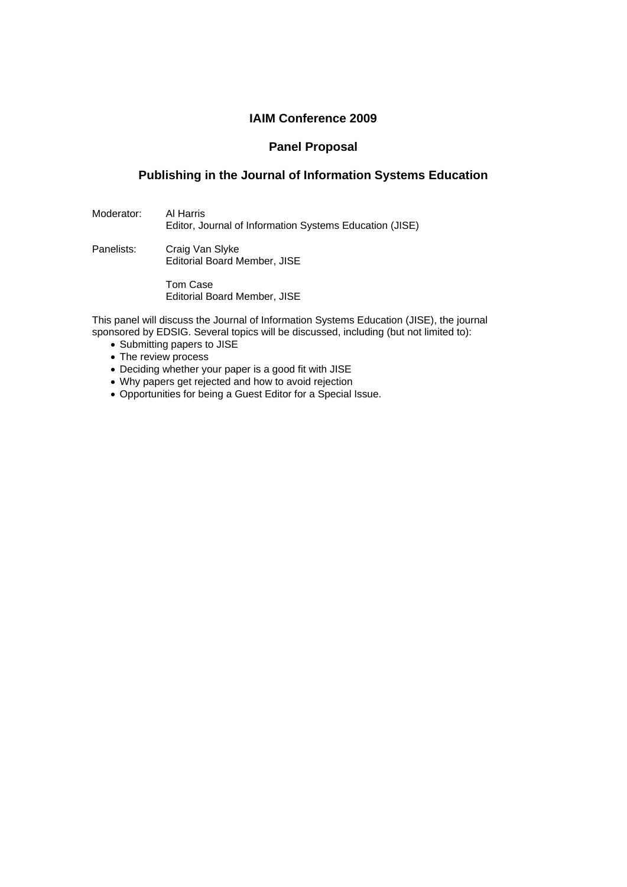# IAIM Conference 2009

## Panel Proposal

## Publishing in the Journal of Information Systems Education

Moderator: Al Harris
Editor, Journal of Information Systems Education (JISE)

Panelists: Craig Van Slyke
Editorial Board Member, JISE

Tom Case
Editorial Board Member, JISE

This panel will discuss the Journal of Information Systems Education (JISE), the journal sponsored by EDSIG. Several topics will be discussed, including (but not limited to):

- Submitting papers to JISE
- The review process
- Deciding whether your paper is a good fit with JISE
- Why papers get rejected and how to avoid rejection
- Opportunities for being a Guest Editor for a Special Issue.